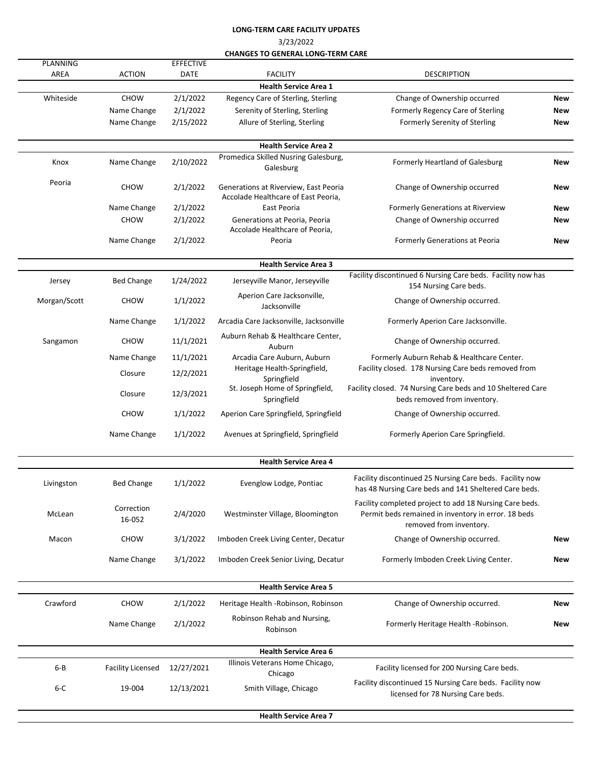**LONG-TERM CARE FACILITY UPDATES**

3/23/2022

**CHANGES TO GENERAL LONG-TERM CARE**

| PLANNING AREA | ACTION | EFFECTIVE DATE | FACILITY | DESCRIPTION | |
|---|---|---|---|---|---|
| | | | **Health Service Area 1** | | |
| Whiteside | CHOW | 2/1/2022 | Regency Care of Sterling, Sterling | Change of Ownership occurred | **New** |
| | Name Change | 2/1/2022 | Serenity of Sterling, Sterling | Formerly Regency Care of Sterling | **New** |
| | Name Change | 2/15/2022 | Allure of Sterling, Sterling | Formerly Serenity of Sterling | **New** |
| | | | **Health Service Area 2** | | |
| Knox | Name Change | 2/10/2022 | Promedica Skilled Nusring Galesburg, Galesburg | Formerly Heartland of Galesburg | **New** |
| Peoria | CHOW | 2/1/2022 | Generations at Riverview, East Peoria | Change of Ownership occurred | **New** |
| | Name Change | 2/1/2022 | Accolade Healthcare of East Peoria, East Peoria | Formerly Generations at Riverview | **New** |
| | CHOW | 2/1/2022 | Generations at Peoria, Peoria | Change of Ownership occurred | **New** |
| | Name Change | 2/1/2022 | Accolade Healthcare of Peoria, Peoria | Formerly Generations at Peoria | **New** |
| | | | **Health Service Area 3** | | |
| Jersey | Bed Change | 1/24/2022 | Jerseyville Manor, Jerseyville | Facility discontinued 6 Nursing Care beds. Facility now has 154 Nursing Care beds. | |
| Morgan/Scott | CHOW | 1/1/2022 | Aperion Care Jacksonville, Jacksonville | Change of Ownership occurred. | |
| | Name Change | 1/1/2022 | Arcadia Care Jacksonville, Jacksonville | Formerly Aperion Care Jacksonville. | |
| Sangamon | CHOW | 11/1/2021 | Auburn Rehab & Healthcare Center, Auburn | Change of Ownership occurred. | |
| | Name Change | 11/1/2021 | Arcadia Care Auburn, Auburn | Formerly Auburn Rehab & Healthcare Center. | |
| | Closure | 12/2/2021 | Heritage Health-Springfield, Springfield | Facility closed. 178 Nursing Care beds removed from inventory. | |
| | Closure | 12/3/2021 | St. Joseph Home of Springfield, Springfield | Facility closed. 74 Nursing Care beds and 10 Sheltered Care beds removed from inventory. | |
| | CHOW | 1/1/2022 | Aperion Care Springfield, Springfield | Change of Ownership occurred. | |
| | Name Change | 1/1/2022 | Avenues at Springfield, Springfield | Formerly Aperion Care Springfield. | |
| | | | **Health Service Area 4** | | |
| Livingston | Bed Change | 1/1/2022 | Evenglow Lodge, Pontiac | Facility discontinued 25 Nursing Care beds. Facility now has 48 Nursing Care beds and 141 Sheltered Care beds. | |
| McLean | Correction 16-052 | 2/4/2020 | Westminster Village, Bloomington | Facility completed project to add 18 Nursing Care beds. Permit beds remained in inventory in error. 18 beds removed from inventory. | |
| Macon | CHOW | 3/1/2022 | Imboden Creek Living Center, Decatur | Change of Ownership occurred. | **New** |
| | Name Change | 3/1/2022 | Imboden Creek Senior Living, Decatur | Formerly Imboden Creek Living Center. | **New** |
| | | | **Health Service Area 5** | | |
| Crawford | CHOW | 2/1/2022 | Heritage Health -Robinson, Robinson | Change of Ownership occurred. | **New** |
| | Name Change | 2/1/2022 | Robinson Rehab and Nursing, Robinson | Formerly Heritage Health -Robinson. | **New** |
| | | | **Health Service Area 6** | | |
| 6-B | Facility Licensed | 12/27/2021 | Illinois Veterans Home Chicago, Chicago | Facility licensed for 200 Nursing Care beds. | |
| 6-C | 19-004 | 12/13/2021 | Smith Village, Chicago | Facility discontinued 15 Nursing Care beds. Facility now licensed for 78 Nursing Care beds. | |
| | | | **Health Service Area 7** | | |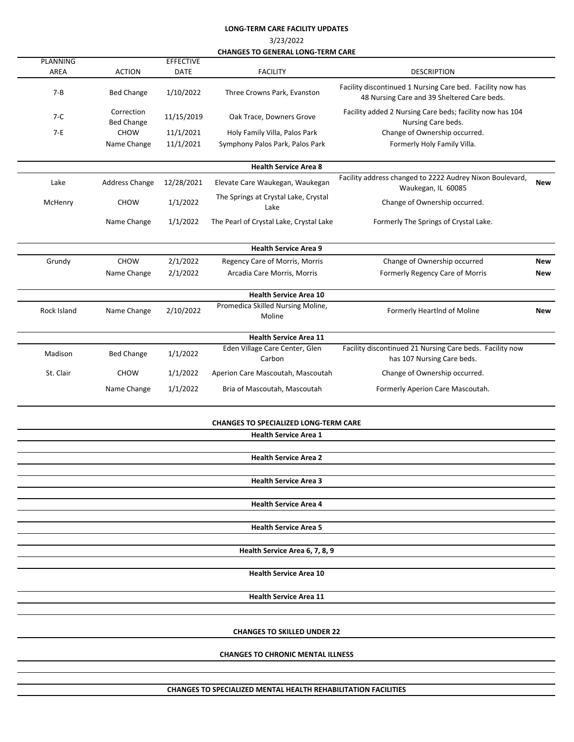**LONG-TERM CARE FACILITY UPDATES**

3/23/2022

**CHANGES TO GENERAL LONG-TERM CARE**

| PLANNING AREA | ACTION | EFFECTIVE DATE | FACILITY | DESCRIPTION | |
|---|---|---|---|---|---|
| 7-B | Bed Change | 1/10/2022 | Three Crowns Park, Evanston | Facility discontinued 1 Nursing Care bed. Facility now has 48 Nursing Care and 39 Sheltered Care beds. | |
| 7-C | Correction Bed Change | 11/15/2019 | Oak Trace, Downers Grove | Facility added 2 Nursing Care beds; facility now has 104 Nursing Care beds. | |
| 7-E | CHOW | 11/1/2021 | Holy Family Villa, Palos Park | Change of Ownership occurred. | |
| | Name Change | 11/1/2021 | Symphony Palos Park, Palos Park | Formerly Holy Family Villa. | |
| | | | **Health Service Area 8** | | |
| Lake | Address Change | 12/28/2021 | Elevate Care Waukegan, Waukegan | Facility address changed to 2222 Audrey Nixon Boulevard, Waukegan, IL 60085 | **New** |
| McHenry | CHOW | 1/1/2022 | The Springs at Crystal Lake, Crystal Lake | Change of Ownership occurred. | |
| | Name Change | 1/1/2022 | The Pearl of Crystal Lake, Crystal Lake | Formerly The Springs of Crystal Lake. | |
| | | | **Health Service Area 9** | | |
| Grundy | CHOW | 2/1/2022 | Regency Care of Morris, Morris | Change of Ownership occurred | **New** |
| | Name Change | 2/1/2022 | Arcadia Care Morris, Morris | Formerly Regency Care of Morris | **New** |
| | | | **Health Service Area 10** | | |
| Rock Island | Name Change | 2/10/2022 | Promedica Skilled Nursing Moline, Moline | Formerly Heartlnd of Moline | **New** |
| | | | **Health Service Area 11** | | |
| Madison | Bed Change | 1/1/2022 | Eden Village Care Center, Glen Carbon | Facility discontinued 21 Nursing Care beds. Facility now has 107 Nursing Care beds. | |
| St. Clair | CHOW | 1/1/2022 | Aperion Care Mascoutah, Mascoutah | Change of Ownership occurred. | |
| | Name Change | 1/1/2022 | Bria of Mascoutah, Mascoutah | Formerly Aperion Care Mascoutah. | |

**CHANGES TO SPECIALIZED LONG-TERM CARE**

**Health Service Area 1**

**Health Service Area 2**

**Health Service Area 3**

**Health Service Area 4**

**Health Service Area 5**

**Health Service Area 6, 7, 8, 9**

**Health Service Area 10**

**Health Service Area 11**

**CHANGES TO SKILLED UNDER 22**

**CHANGES TO CHRONIC MENTAL ILLNESS**

**CHANGES TO SPECIALIZED MENTAL HEALTH REHABILITATION FACILITIES**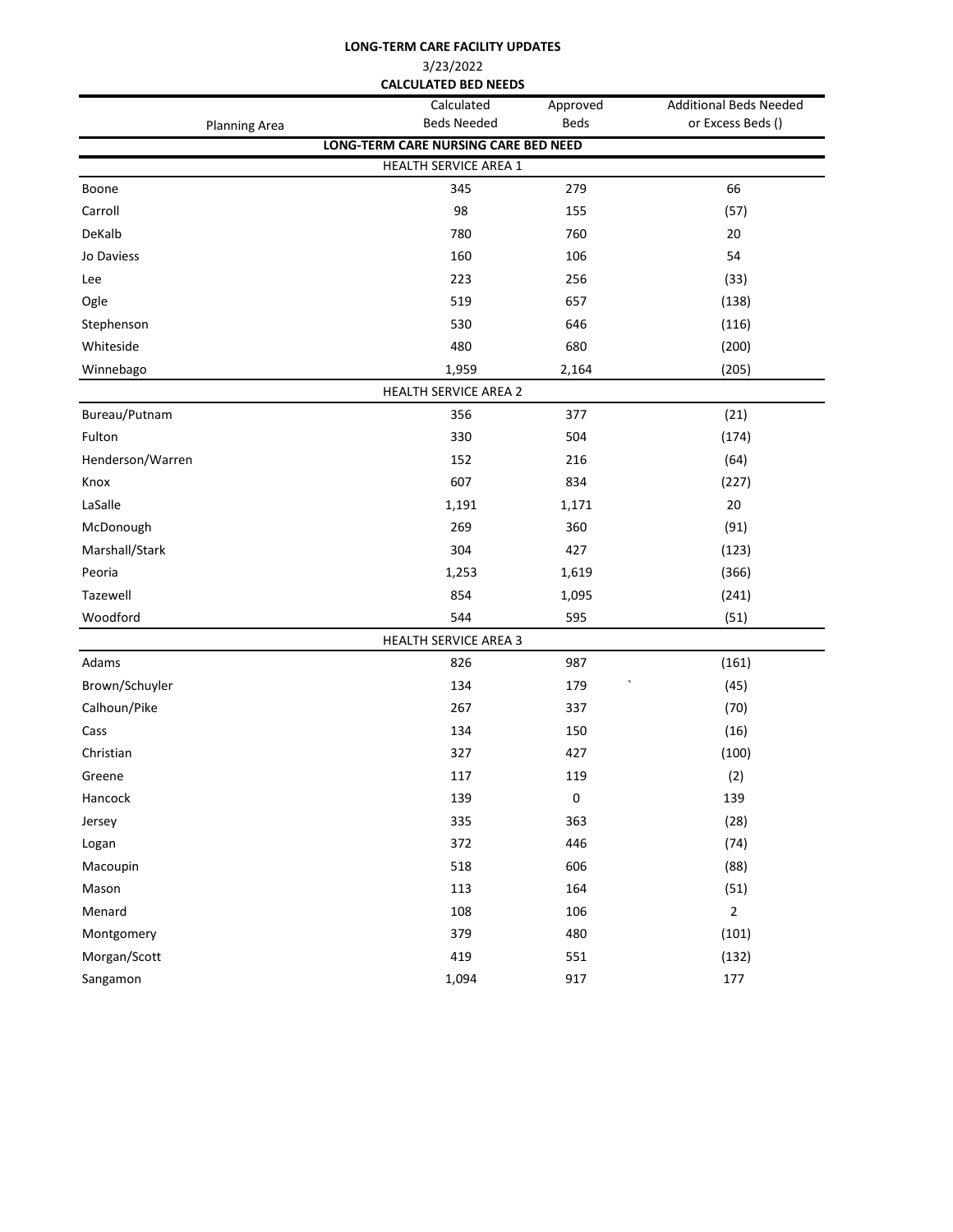**LONG-TERM CARE FACILITY UPDATES**

3/23/2022

**CALCULATED BED NEEDS**

| Planning Area | Calculated Beds Needed | Approved Beds | Additional Beds Needed or Excess Beds () |
|---|---|---|---|
| **LONG-TERM CARE NURSING CARE BED NEED** | | | |
| HEALTH SERVICE AREA 1 | | | |
| Boone | 345 | 279 | 66 |
| Carroll | 98 | 155 | (57) |
| DeKalb | 780 | 760 | 20 |
| Jo Daviess | 160 | 106 | 54 |
| Lee | 223 | 256 | (33) |
| Ogle | 519 | 657 | (138) |
| Stephenson | 530 | 646 | (116) |
| Whiteside | 480 | 680 | (200) |
| Winnebago | 1,959 | 2,164 | (205) |
| HEALTH SERVICE AREA 2 | | | |
| Bureau/Putnam | 356 | 377 | (21) |
| Fulton | 330 | 504 | (174) |
| Henderson/Warren | 152 | 216 | (64) |
| Knox | 607 | 834 | (227) |
| LaSalle | 1,191 | 1,171 | 20 |
| McDonough | 269 | 360 | (91) |
| Marshall/Stark | 304 | 427 | (123) |
| Peoria | 1,253 | 1,619 | (366) |
| Tazewell | 854 | 1,095 | (241) |
| Woodford | 544 | 595 | (51) |
| HEALTH SERVICE AREA 3 | | | |
| Adams | 826 | 987 | (161) |
| Brown/Schuyler | 134 | 179 | (45) |
| Calhoun/Pike | 267 | 337 | (70) |
| Cass | 134 | 150 | (16) |
| Christian | 327 | 427 | (100) |
| Greene | 117 | 119 | (2) |
| Hancock | 139 | 0 | 139 |
| Jersey | 335 | 363 | (28) |
| Logan | 372 | 446 | (74) |
| Macoupin | 518 | 606 | (88) |
| Mason | 113 | 164 | (51) |
| Menard | 108 | 106 | 2 |
| Montgomery | 379 | 480 | (101) |
| Morgan/Scott | 419 | 551 | (132) |
| Sangamon | 1,094 | 917 | 177 |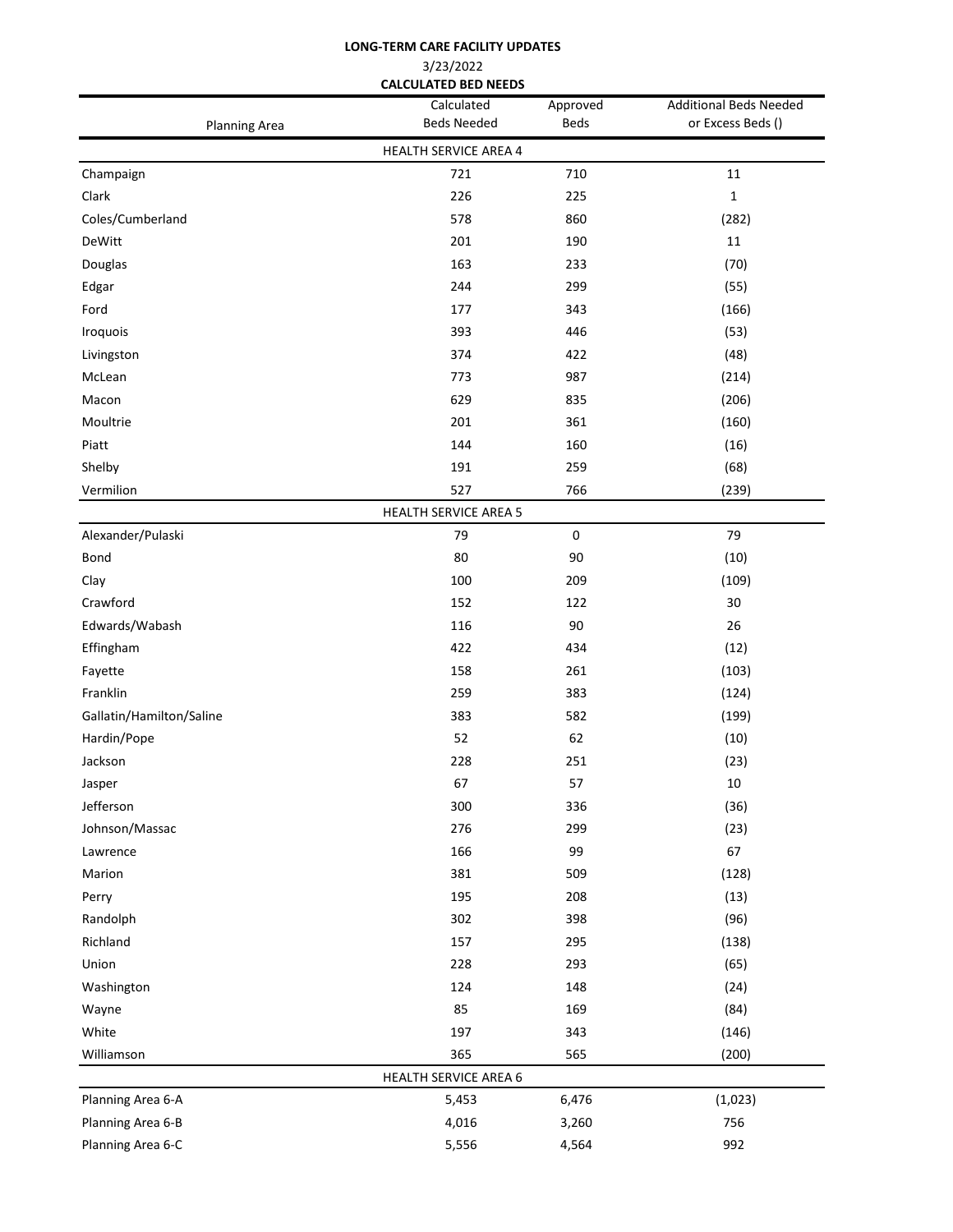**LONG-TERM CARE FACILITY UPDATES**

3/23/2022

**CALCULATED BED NEEDS**

| Planning Area | Calculated Beds Needed | Approved Beds | Additional Beds Needed or Excess Beds () |
|---|---|---|---|
| | HEALTH SERVICE AREA 4 | | |
| Champaign | 721 | 710 | 11 |
| Clark | 226 | 225 | 1 |
| Coles/Cumberland | 578 | 860 | (282) |
| DeWitt | 201 | 190 | 11 |
| Douglas | 163 | 233 | (70) |
| Edgar | 244 | 299 | (55) |
| Ford | 177 | 343 | (166) |
| Iroquois | 393 | 446 | (53) |
| Livingston | 374 | 422 | (48) |
| McLean | 773 | 987 | (214) |
| Macon | 629 | 835 | (206) |
| Moultrie | 201 | 361 | (160) |
| Piatt | 144 | 160 | (16) |
| Shelby | 191 | 259 | (68) |
| Vermilion | 527 | 766 | (239) |
| | HEALTH SERVICE AREA 5 | | |
| Alexander/Pulaski | 79 | 0 | 79 |
| Bond | 80 | 90 | (10) |
| Clay | 100 | 209 | (109) |
| Crawford | 152 | 122 | 30 |
| Edwards/Wabash | 116 | 90 | 26 |
| Effingham | 422 | 434 | (12) |
| Fayette | 158 | 261 | (103) |
| Franklin | 259 | 383 | (124) |
| Gallatin/Hamilton/Saline | 383 | 582 | (199) |
| Hardin/Pope | 52 | 62 | (10) |
| Jackson | 228 | 251 | (23) |
| Jasper | 67 | 57 | 10 |
| Jefferson | 300 | 336 | (36) |
| Johnson/Massac | 276 | 299 | (23) |
| Lawrence | 166 | 99 | 67 |
| Marion | 381 | 509 | (128) |
| Perry | 195 | 208 | (13) |
| Randolph | 302 | 398 | (96) |
| Richland | 157 | 295 | (138) |
| Union | 228 | 293 | (65) |
| Washington | 124 | 148 | (24) |
| Wayne | 85 | 169 | (84) |
| White | 197 | 343 | (146) |
| Williamson | 365 | 565 | (200) |
| | HEALTH SERVICE AREA 6 | | |
| Planning Area 6-A | 5,453 | 6,476 | (1,023) |
| Planning Area 6-B | 4,016 | 3,260 | 756 |
| Planning Area 6-C | 5,556 | 4,564 | 992 |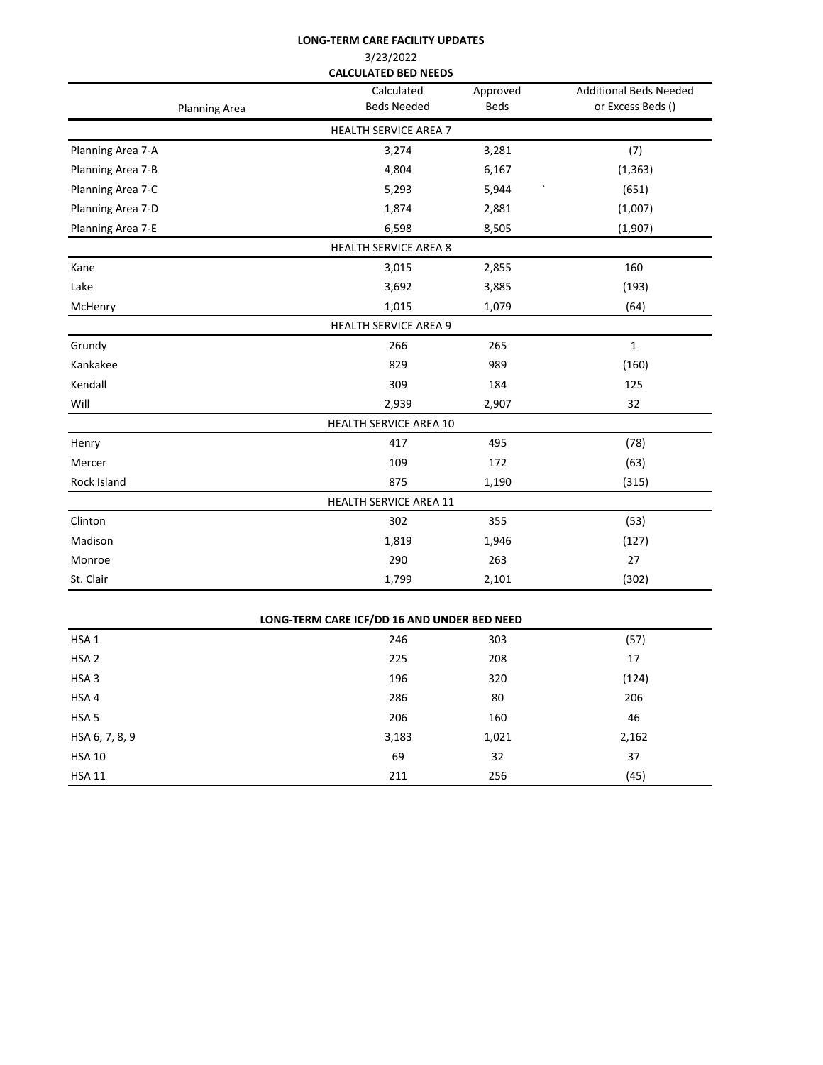**LONG-TERM CARE FACILITY UPDATES**

3/23/2022

**CALCULATED BED NEEDS**

| Planning Area | Calculated Beds Needed | Approved Beds | Additional Beds Needed or Excess Beds () |
|---|---|---|---|
| | HEALTH SERVICE AREA 7 | | |
| Planning Area 7-A | 3,274 | 3,281 | (7) |
| Planning Area 7-B | 4,804 | 6,167 | (1,363) |
| Planning Area 7-C | 5,293 | 5,944 | (651) |
| Planning Area 7-D | 1,874 | 2,881 | (1,007) |
| Planning Area 7-E | 6,598 | 8,505 | (1,907) |
| | HEALTH SERVICE AREA 8 | | |
| Kane | 3,015 | 2,855 | 160 |
| Lake | 3,692 | 3,885 | (193) |
| McHenry | 1,015 | 1,079 | (64) |
| | HEALTH SERVICE AREA 9 | | |
| Grundy | 266 | 265 | 1 |
| Kankakee | 829 | 989 | (160) |
| Kendall | 309 | 184 | 125 |
| Will | 2,939 | 2,907 | 32 |
| | HEALTH SERVICE AREA 10 | | |
| Henry | 417 | 495 | (78) |
| Mercer | 109 | 172 | (63) |
| Rock Island | 875 | 1,190 | (315) |
| | HEALTH SERVICE AREA 11 | | |
| Clinton | 302 | 355 | (53) |
| Madison | 1,819 | 1,946 | (127) |
| Monroe | 290 | 263 | 27 |
| St. Clair | 1,799 | 2,101 | (302) |

**LONG-TERM CARE ICF/DD 16 AND UNDER BED NEED**

| | | | |
|---|---|---|---|
| HSA 1 | 246 | 303 | (57) |
| HSA 2 | 225 | 208 | 17 |
| HSA 3 | 196 | 320 | (124) |
| HSA 4 | 286 | 80 | 206 |
| HSA 5 | 206 | 160 | 46 |
| HSA 6, 7, 8, 9 | 3,183 | 1,021 | 2,162 |
| HSA 10 | 69 | 32 | 37 |
| HSA 11 | 211 | 256 | (45) |